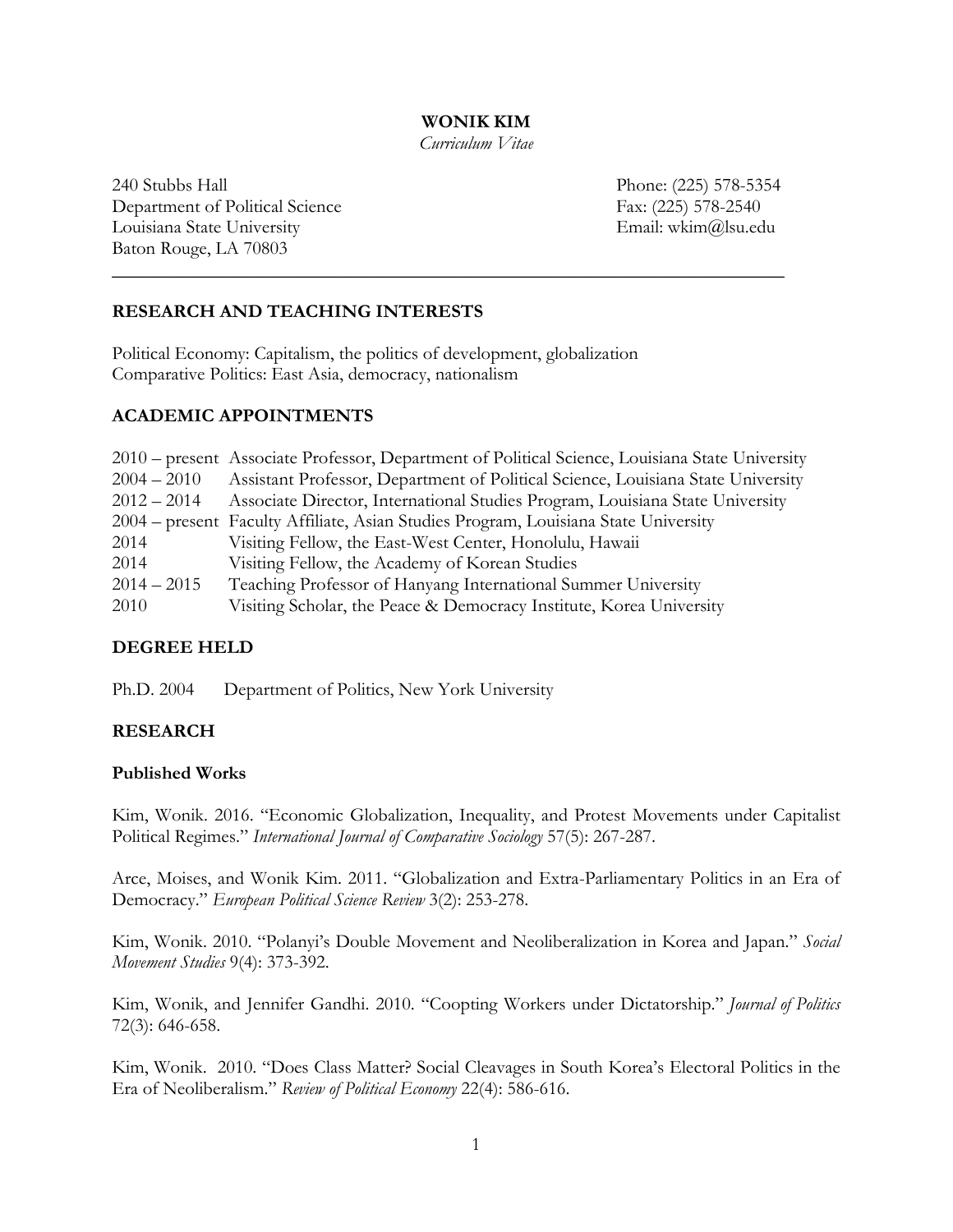# WONIK KIM

*Curriculum Vitae*

240 Stubbs Hall
Department of Political Science
Louisiana State University
Baton Rouge, LA 70803

Phone: (225) 578-5354
Fax: (225) 578-2540
Email: wkim@lsu.edu

---

## RESEARCH AND TEACHING INTERESTS

Political Economy: Capitalism, the politics of development, globalization
Comparative Politics: East Asia, democracy, nationalism

## ACADEMIC APPOINTMENTS

| | |
|---|---|
| 2010 – present | Associate Professor, Department of Political Science, Louisiana State University |
| 2004 – 2010 | Assistant Professor, Department of Political Science, Louisiana State University |
| 2012 – 2014 | Associate Director, International Studies Program, Louisiana State University |
| 2004 – present | Faculty Affiliate, Asian Studies Program, Louisiana State University |
| 2014 | Visiting Fellow, the East-West Center, Honolulu, Hawaii |
| 2014 | Visiting Fellow, the Academy of Korean Studies |
| 2014 – 2015 | Teaching Professor of Hanyang International Summer University |
| 2010 | Visiting Scholar, the Peace & Democracy Institute, Korea University |

## DEGREE HELD

Ph.D. 2004 Department of Politics, New York University

## RESEARCH

### Published Works

Kim, Wonik. 2016. "Economic Globalization, Inequality, and Protest Movements under Capitalist Political Regimes." *International Journal of Comparative Sociology* 57(5): 267-287.

Arce, Moises, and Wonik Kim. 2011. "Globalization and Extra-Parliamentary Politics in an Era of Democracy." *European Political Science Review* 3(2): 253-278.

Kim, Wonik. 2010. "Polanyi's Double Movement and Neoliberalization in Korea and Japan." *Social Movement Studies* 9(4): 373-392.

Kim, Wonik, and Jennifer Gandhi. 2010. "Coopting Workers under Dictatorship." *Journal of Politics* 72(3): 646-658.

Kim, Wonik. 2010. "Does Class Matter? Social Cleavages in South Korea's Electoral Politics in the Era of Neoliberalism." *Review of Political Economy* 22(4): 586-616.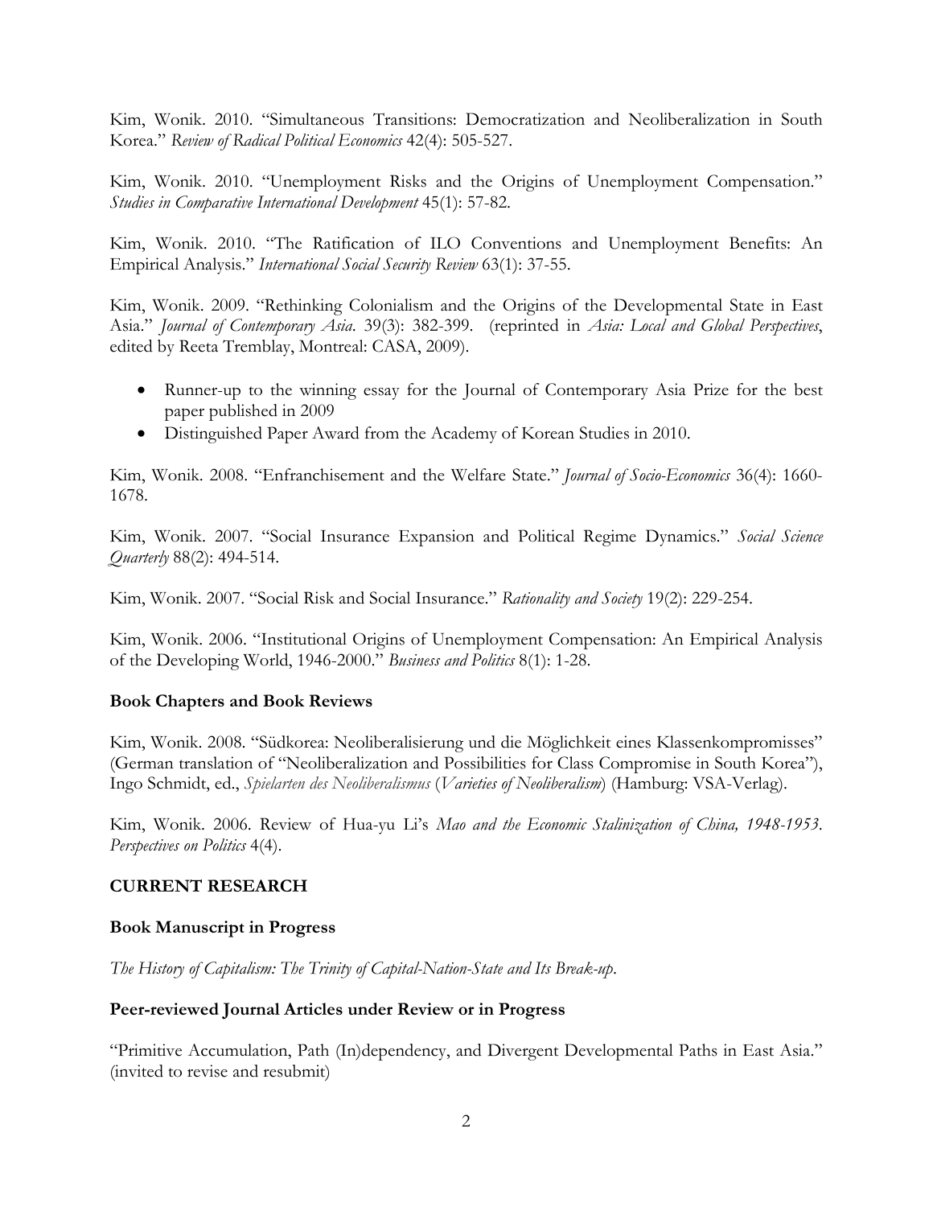Kim, Wonik. 2010. "Simultaneous Transitions: Democratization and Neoliberalization in South Korea." *Review of Radical Political Economics* 42(4): 505-527.

Kim, Wonik. 2010. "Unemployment Risks and the Origins of Unemployment Compensation." *Studies in Comparative International Development* 45(1): 57-82.

Kim, Wonik. 2010. "The Ratification of ILO Conventions and Unemployment Benefits: An Empirical Analysis." *International Social Security Review* 63(1): 37-55.

Kim, Wonik. 2009. "Rethinking Colonialism and the Origins of the Developmental State in East Asia." *Journal of Contemporary Asia*. 39(3): 382-399. (reprinted in *Asia: Local and Global Perspectives*, edited by Reeta Tremblay, Montreal: CASA, 2009).

- Runner-up to the winning essay for the Journal of Contemporary Asia Prize for the best paper published in 2009
- Distinguished Paper Award from the Academy of Korean Studies in 2010.

Kim, Wonik. 2008. "Enfranchisement and the Welfare State." *Journal of Socio-Economics* 36(4): 1660-1678.

Kim, Wonik. 2007. "Social Insurance Expansion and Political Regime Dynamics." *Social Science Quarterly* 88(2): 494-514.

Kim, Wonik. 2007. "Social Risk and Social Insurance." *Rationality and Society* 19(2): 229-254.

Kim, Wonik. 2006. "Institutional Origins of Unemployment Compensation: An Empirical Analysis of the Developing World, 1946-2000." *Business and Politics* 8(1): 1-28.

**Book Chapters and Book Reviews**

Kim, Wonik. 2008. "Südkorea: Neoliberalisierung und die Möglichkeit eines Klassenkompromisses" (German translation of "Neoliberalization and Possibilities for Class Compromise in South Korea"), Ingo Schmidt, ed., *Spielarten des Neoliberalismus* (*Varieties of Neoliberalism*) (Hamburg: VSA-Verlag).

Kim, Wonik. 2006. Review of Hua-yu Li's *Mao and the Economic Stalinization of China, 1948-1953*. *Perspectives on Politics* 4(4).

## CURRENT RESEARCH

**Book Manuscript in Progress**

*The History of Capitalism: The Trinity of Capital-Nation-State and Its Break-up*.

**Peer-reviewed Journal Articles under Review or in Progress**

"Primitive Accumulation, Path (In)dependency, and Divergent Developmental Paths in East Asia." (invited to revise and resubmit)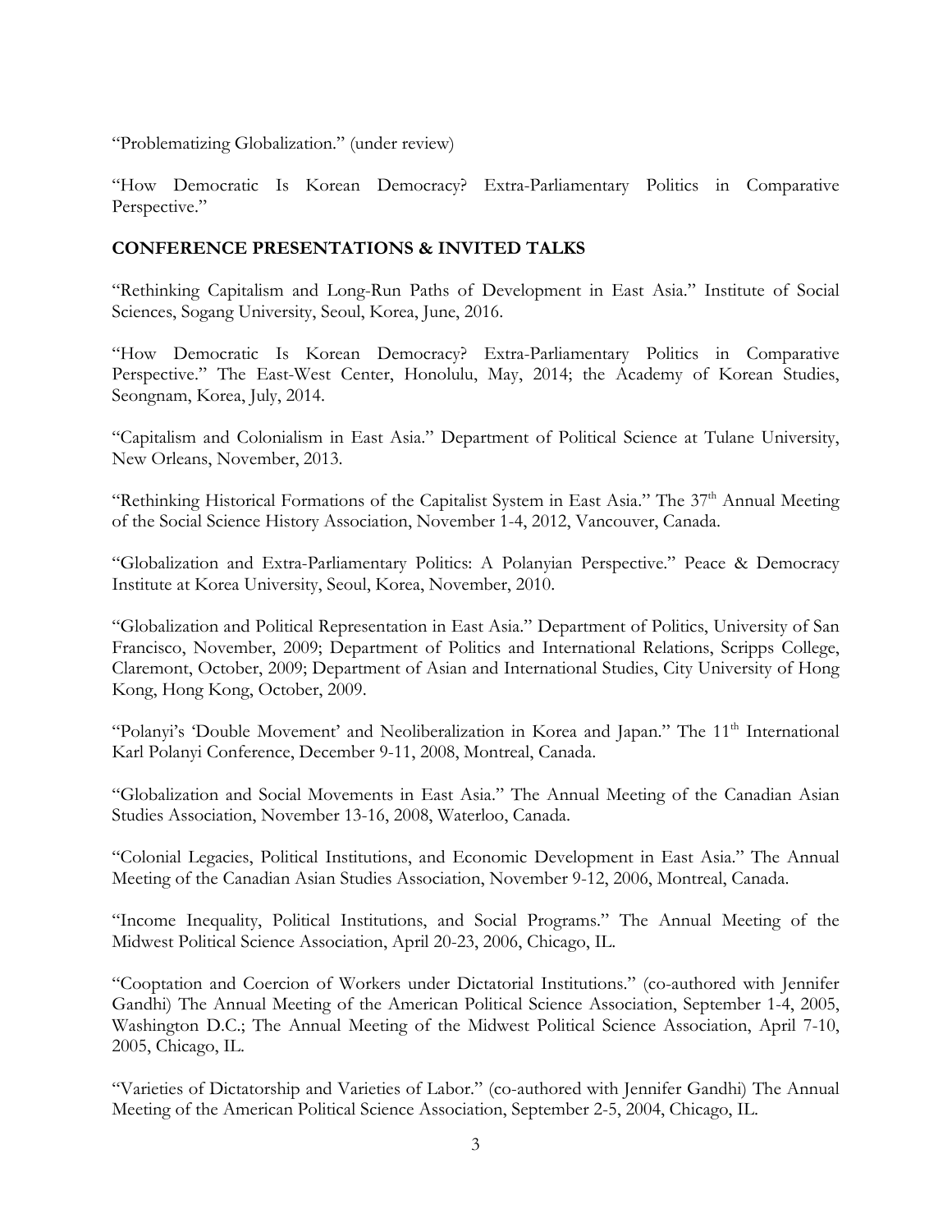"Problematizing Globalization." (under review)

"How Democratic Is Korean Democracy? Extra-Parliamentary Politics in Comparative Perspective."

## CONFERENCE PRESENTATIONS & INVITED TALKS

"Rethinking Capitalism and Long-Run Paths of Development in East Asia." Institute of Social Sciences, Sogang University, Seoul, Korea, June, 2016.

"How Democratic Is Korean Democracy? Extra-Parliamentary Politics in Comparative Perspective." The East-West Center, Honolulu, May, 2014; the Academy of Korean Studies, Seongnam, Korea, July, 2014.

"Capitalism and Colonialism in East Asia." Department of Political Science at Tulane University, New Orleans, November, 2013.

"Rethinking Historical Formations of the Capitalist System in East Asia." The 37th Annual Meeting of the Social Science History Association, November 1-4, 2012, Vancouver, Canada.

"Globalization and Extra-Parliamentary Politics: A Polanyian Perspective." Peace & Democracy Institute at Korea University, Seoul, Korea, November, 2010.

"Globalization and Political Representation in East Asia." Department of Politics, University of San Francisco, November, 2009; Department of Politics and International Relations, Scripps College, Claremont, October, 2009; Department of Asian and International Studies, City University of Hong Kong, Hong Kong, October, 2009.

"Polanyi's 'Double Movement' and Neoliberalization in Korea and Japan." The 11th International Karl Polanyi Conference, December 9-11, 2008, Montreal, Canada.

"Globalization and Social Movements in East Asia." The Annual Meeting of the Canadian Asian Studies Association, November 13-16, 2008, Waterloo, Canada.

"Colonial Legacies, Political Institutions, and Economic Development in East Asia." The Annual Meeting of the Canadian Asian Studies Association, November 9-12, 2006, Montreal, Canada.

"Income Inequality, Political Institutions, and Social Programs." The Annual Meeting of the Midwest Political Science Association, April 20-23, 2006, Chicago, IL.

"Cooptation and Coercion of Workers under Dictatorial Institutions." (co-authored with Jennifer Gandhi) The Annual Meeting of the American Political Science Association, September 1-4, 2005, Washington D.C.; The Annual Meeting of the Midwest Political Science Association, April 7-10, 2005, Chicago, IL.

"Varieties of Dictatorship and Varieties of Labor." (co-authored with Jennifer Gandhi) The Annual Meeting of the American Political Science Association, September 2-5, 2004, Chicago, IL.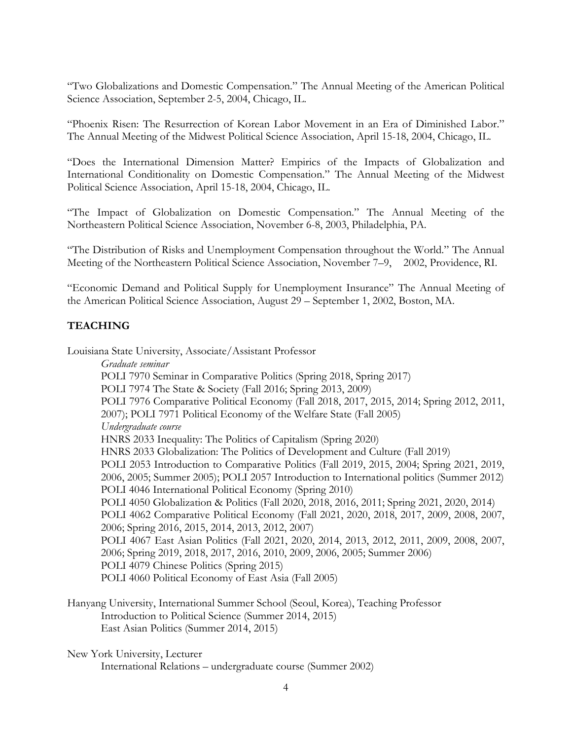"Two Globalizations and Domestic Compensation." The Annual Meeting of the American Political Science Association, September 2-5, 2004, Chicago, IL.

"Phoenix Risen: The Resurrection of Korean Labor Movement in an Era of Diminished Labor." The Annual Meeting of the Midwest Political Science Association, April 15-18, 2004, Chicago, IL.

"Does the International Dimension Matter? Empirics of the Impacts of Globalization and International Conditionality on Domestic Compensation." The Annual Meeting of the Midwest Political Science Association, April 15-18, 2004, Chicago, IL.

"The Impact of Globalization on Domestic Compensation." The Annual Meeting of the Northeastern Political Science Association, November 6-8, 2003, Philadelphia, PA.

"The Distribution of Risks and Unemployment Compensation throughout the World." The Annual Meeting of the Northeastern Political Science Association, November 7–9, 2002, Providence, RI.

"Economic Demand and Political Supply for Unemployment Insurance" The Annual Meeting of the American Political Science Association, August 29 – September 1, 2002, Boston, MA.

## TEACHING

Louisiana State University, Associate/Assistant Professor

*Graduate seminar*

POLI 7970 Seminar in Comparative Politics (Spring 2018, Spring 2017)
POLI 7974 The State & Society (Fall 2016; Spring 2013, 2009)
POLI 7976 Comparative Political Economy (Fall 2018, 2017, 2015, 2014; Spring 2012, 2011, 2007); POLI 7971 Political Economy of the Welfare State (Fall 2005)

*Undergraduate course*

HNRS 2033 Inequality: The Politics of Capitalism (Spring 2020)
HNRS 2033 Globalization: The Politics of Development and Culture (Fall 2019)
POLI 2053 Introduction to Comparative Politics (Fall 2019, 2015, 2004; Spring 2021, 2019, 2006, 2005; Summer 2005); POLI 2057 Introduction to International politics (Summer 2012)
POLI 4046 International Political Economy (Spring 2010)
POLI 4050 Globalization & Politics (Fall 2020, 2018, 2016, 2011; Spring 2021, 2020, 2014)
POLI 4062 Comparative Political Economy (Fall 2021, 2020, 2018, 2017, 2009, 2008, 2007, 2006; Spring 2016, 2015, 2014, 2013, 2012, 2007)
POLI 4067 East Asian Politics (Fall 2021, 2020, 2014, 2013, 2012, 2011, 2009, 2008, 2007, 2006; Spring 2019, 2018, 2017, 2016, 2010, 2009, 2006, 2005; Summer 2006)
POLI 4079 Chinese Politics (Spring 2015)
POLI 4060 Political Economy of East Asia (Fall 2005)

Hanyang University, International Summer School (Seoul, Korea), Teaching Professor

Introduction to Political Science (Summer 2014, 2015)
East Asian Politics (Summer 2014, 2015)

New York University, Lecturer

International Relations – undergraduate course (Summer 2002)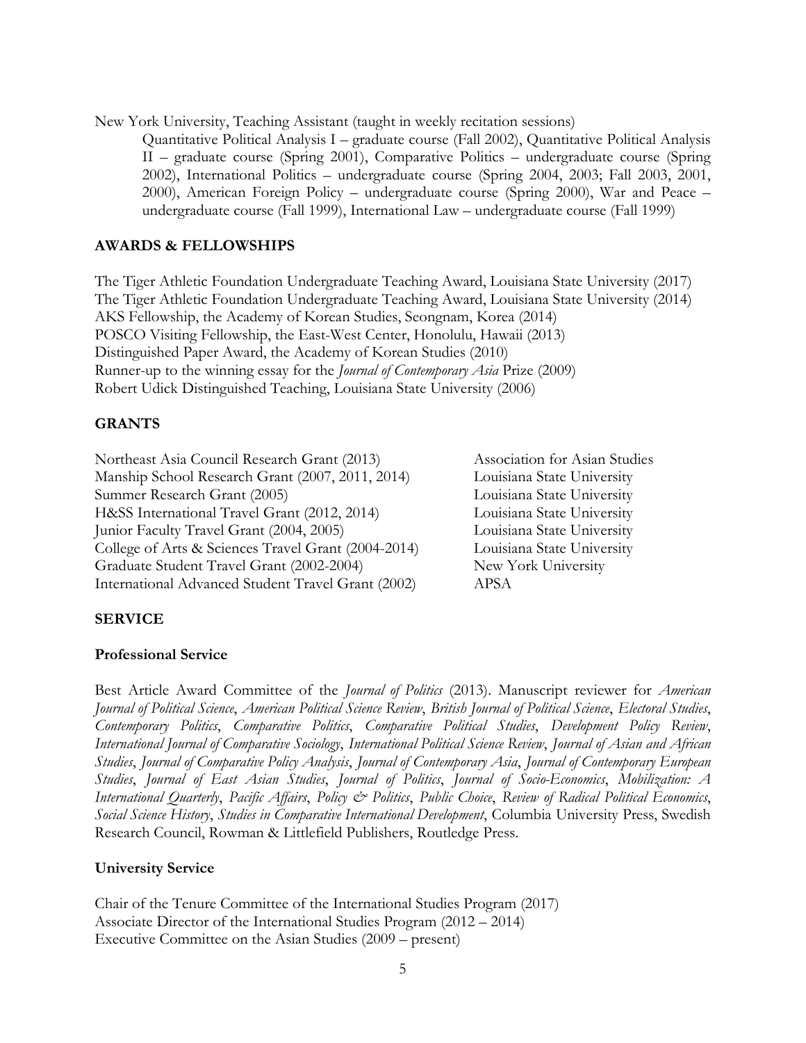New York University, Teaching Assistant (taught in weekly recitation sessions)

Quantitative Political Analysis I – graduate course (Fall 2002), Quantitative Political Analysis II – graduate course (Spring 2001), Comparative Politics – undergraduate course (Spring 2002), International Politics – undergraduate course (Spring 2004, 2003; Fall 2003, 2001, 2000), American Foreign Policy – undergraduate course (Spring 2000), War and Peace – undergraduate course (Fall 1999), International Law – undergraduate course (Fall 1999)

## AWARDS & FELLOWSHIPS

The Tiger Athletic Foundation Undergraduate Teaching Award, Louisiana State University (2017)
The Tiger Athletic Foundation Undergraduate Teaching Award, Louisiana State University (2014)
AKS Fellowship, the Academy of Korean Studies, Seongnam, Korea (2014)
POSCO Visiting Fellowship, the East-West Center, Honolulu, Hawaii (2013)
Distinguished Paper Award, the Academy of Korean Studies (2010)
Runner-up to the winning essay for the *Journal of Contemporary Asia* Prize (2009)
Robert Udick Distinguished Teaching, Louisiana State University (2006)

## GRANTS

| | |
|---|---|
| Northeast Asia Council Research Grant (2013) | Association for Asian Studies |
| Manship School Research Grant (2007, 2011, 2014) | Louisiana State University |
| Summer Research Grant (2005) | Louisiana State University |
| H&SS International Travel Grant (2012, 2014) | Louisiana State University |
| Junior Faculty Travel Grant (2004, 2005) | Louisiana State University |
| College of Arts & Sciences Travel Grant (2004-2014) | Louisiana State University |
| Graduate Student Travel Grant (2002-2004) | New York University |
| International Advanced Student Travel Grant (2002) | APSA |

## SERVICE

### Professional Service

Best Article Award Committee of the *Journal of Politics* (2013). Manuscript reviewer for *American Journal of Political Science*, *American Political Science Review*, *British Journal of Political Science*, *Electoral Studies*, *Contemporary Politics*, *Comparative Politics*, *Comparative Political Studies*, *Development Policy Review*, *International Journal of Comparative Sociology*, *International Political Science Review*, *Journal of Asian and African Studies*, *Journal of Comparative Policy Analysis*, *Journal of Contemporary Asia*, *Journal of Contemporary European Studies*, *Journal of East Asian Studies*, *Journal of Politics*, *Journal of Socio-Economics*, *Mobilization: A International Quarterly*, *Pacific Affairs*, *Policy & Politics*, *Public Choice*, *Review of Radical Political Economics*, *Social Science History*, *Studies in Comparative International Development*, Columbia University Press, Swedish Research Council, Rowman & Littlefield Publishers, Routledge Press.

### University Service

Chair of the Tenure Committee of the International Studies Program (2017)
Associate Director of the International Studies Program (2012 – 2014)
Executive Committee on the Asian Studies (2009 – present)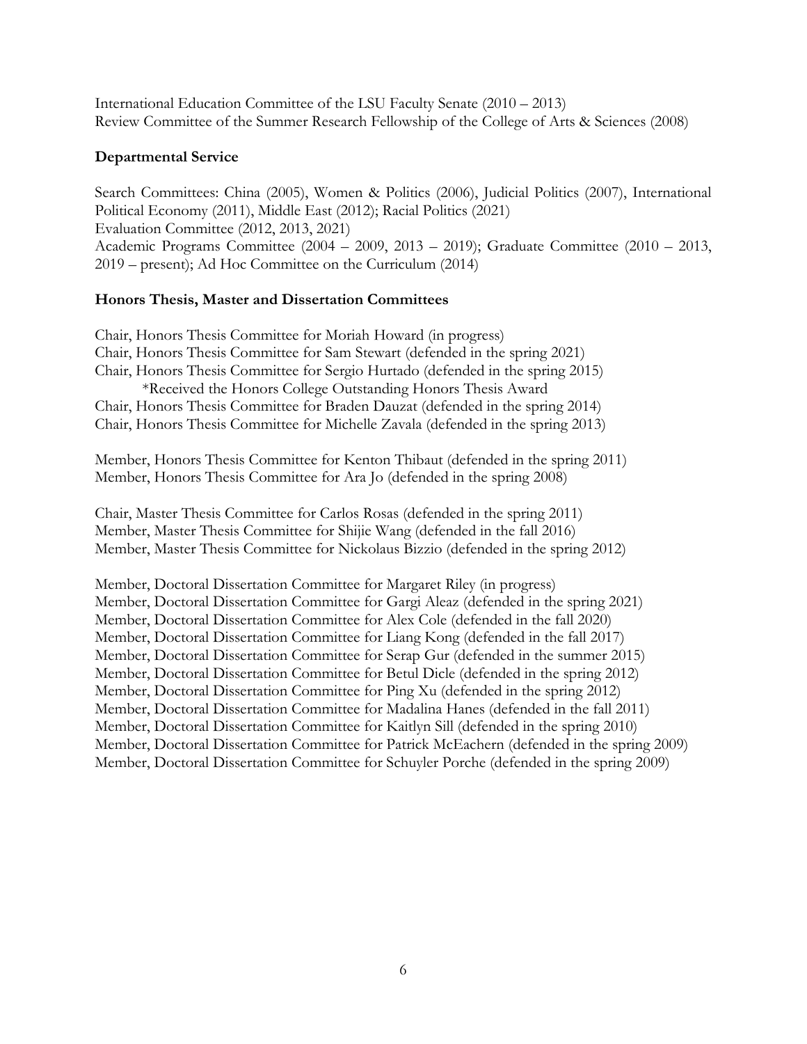International Education Committee of the LSU Faculty Senate (2010 – 2013)
Review Committee of the Summer Research Fellowship of the College of Arts & Sciences (2008)

### Departmental Service

Search Committees: China (2005), Women & Politics (2006), Judicial Politics (2007), International Political Economy (2011), Middle East (2012); Racial Politics (2021)
Evaluation Committee (2012, 2013, 2021)
Academic Programs Committee (2004 – 2009, 2013 – 2019); Graduate Committee (2010 – 2013, 2019 – present); Ad Hoc Committee on the Curriculum (2014)

### Honors Thesis, Master and Dissertation Committees

Chair, Honors Thesis Committee for Moriah Howard (in progress)
Chair, Honors Thesis Committee for Sam Stewart (defended in the spring 2021)
Chair, Honors Thesis Committee for Sergio Hurtado (defended in the spring 2015)
    *Received the Honors College Outstanding Honors Thesis Award
Chair, Honors Thesis Committee for Braden Dauzat (defended in the spring 2014)
Chair, Honors Thesis Committee for Michelle Zavala (defended in the spring 2013)

Member, Honors Thesis Committee for Kenton Thibaut (defended in the spring 2011)
Member, Honors Thesis Committee for Ara Jo (defended in the spring 2008)

Chair, Master Thesis Committee for Carlos Rosas (defended in the spring 2011)
Member, Master Thesis Committee for Shijie Wang (defended in the fall 2016)
Member, Master Thesis Committee for Nickolaus Bizzio (defended in the spring 2012)

Member, Doctoral Dissertation Committee for Margaret Riley (in progress)
Member, Doctoral Dissertation Committee for Gargi Aleaz (defended in the spring 2021)
Member, Doctoral Dissertation Committee for Alex Cole (defended in the fall 2020)
Member, Doctoral Dissertation Committee for Liang Kong (defended in the fall 2017)
Member, Doctoral Dissertation Committee for Serap Gur (defended in the summer 2015)
Member, Doctoral Dissertation Committee for Betul Dicle (defended in the spring 2012)
Member, Doctoral Dissertation Committee for Ping Xu (defended in the spring 2012)
Member, Doctoral Dissertation Committee for Madalina Hanes (defended in the fall 2011)
Member, Doctoral Dissertation Committee for Kaitlyn Sill (defended in the spring 2010)
Member, Doctoral Dissertation Committee for Patrick McEachern (defended in the spring 2009)
Member, Doctoral Dissertation Committee for Schuyler Porche (defended in the spring 2009)